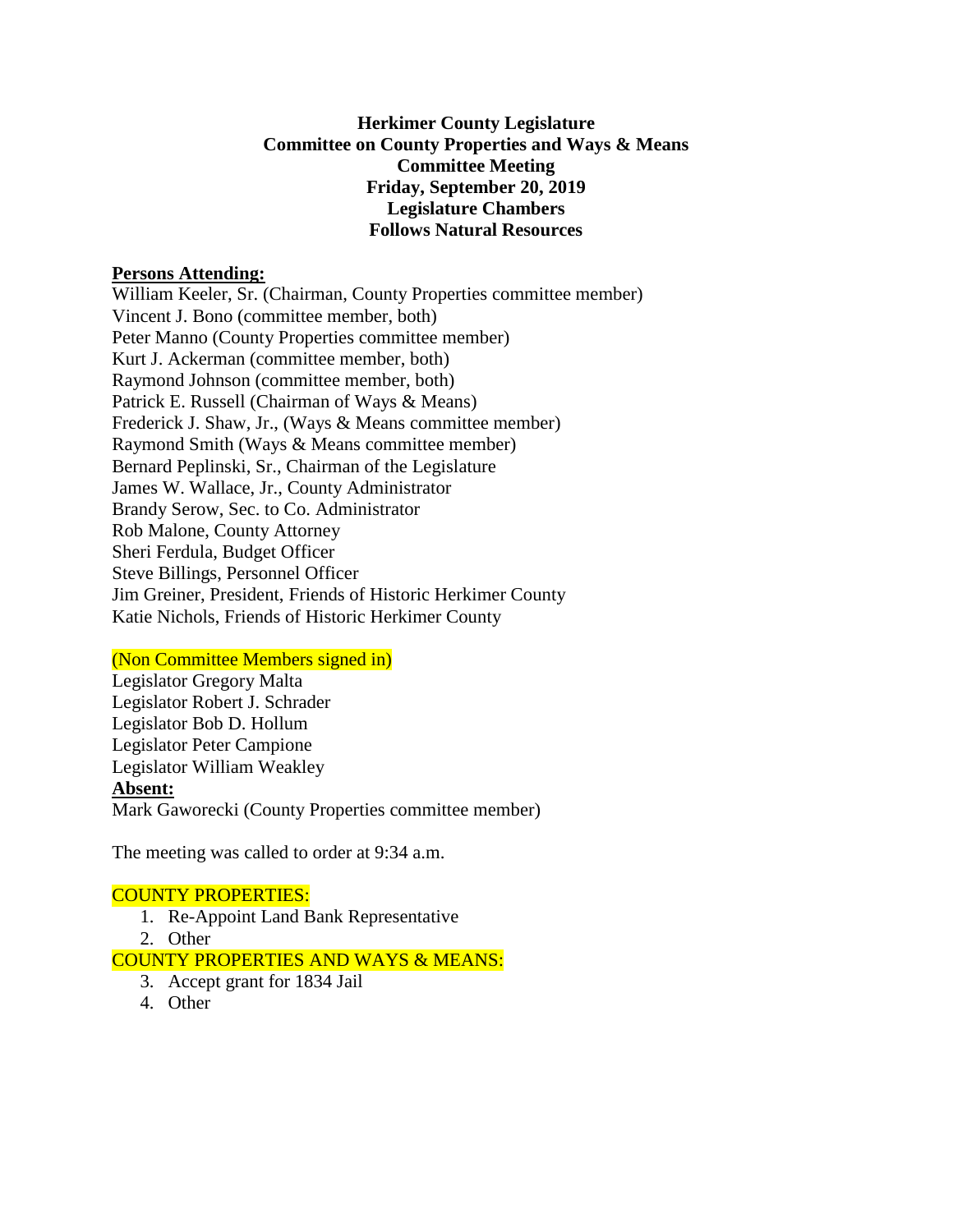**Herkimer County Legislature**
**Committee on County Properties and Ways & Means**
**Committee Meeting**
**Friday, September 20, 2019**
**Legislature Chambers**
**Follows Natural Resources**

**Persons Attending:**

William Keeler, Sr. (Chairman, County Properties committee member)
Vincent J. Bono (committee member, both)
Peter Manno (County Properties committee member)
Kurt J. Ackerman (committee member, both)
Raymond Johnson (committee member, both)
Patrick E. Russell (Chairman of Ways & Means)
Frederick J. Shaw, Jr., (Ways & Means committee member)
Raymond Smith (Ways & Means committee member)
Bernard Peplinski, Sr., Chairman of the Legislature
James W. Wallace, Jr., County Administrator
Brandy Serow, Sec. to Co. Administrator
Rob Malone, County Attorney
Sheri Ferdula, Budget Officer
Steve Billings, Personnel Officer
Jim Greiner, President, Friends of Historic Herkimer County
Katie Nichols, Friends of Historic Herkimer County

(Non Committee Members signed in)

Legislator Gregory Malta
Legislator Robert J. Schrader
Legislator Bob D. Hollum
Legislator Peter Campione
Legislator William Weakley

**Absent:**

Mark Gaworecki (County Properties committee member)

The meeting was called to order at 9:34 a.m.

COUNTY PROPERTIES:

1. Re-Appoint Land Bank Representative
2. Other

COUNTY PROPERTIES AND WAYS & MEANS:

3. Accept grant for 1834 Jail
4. Other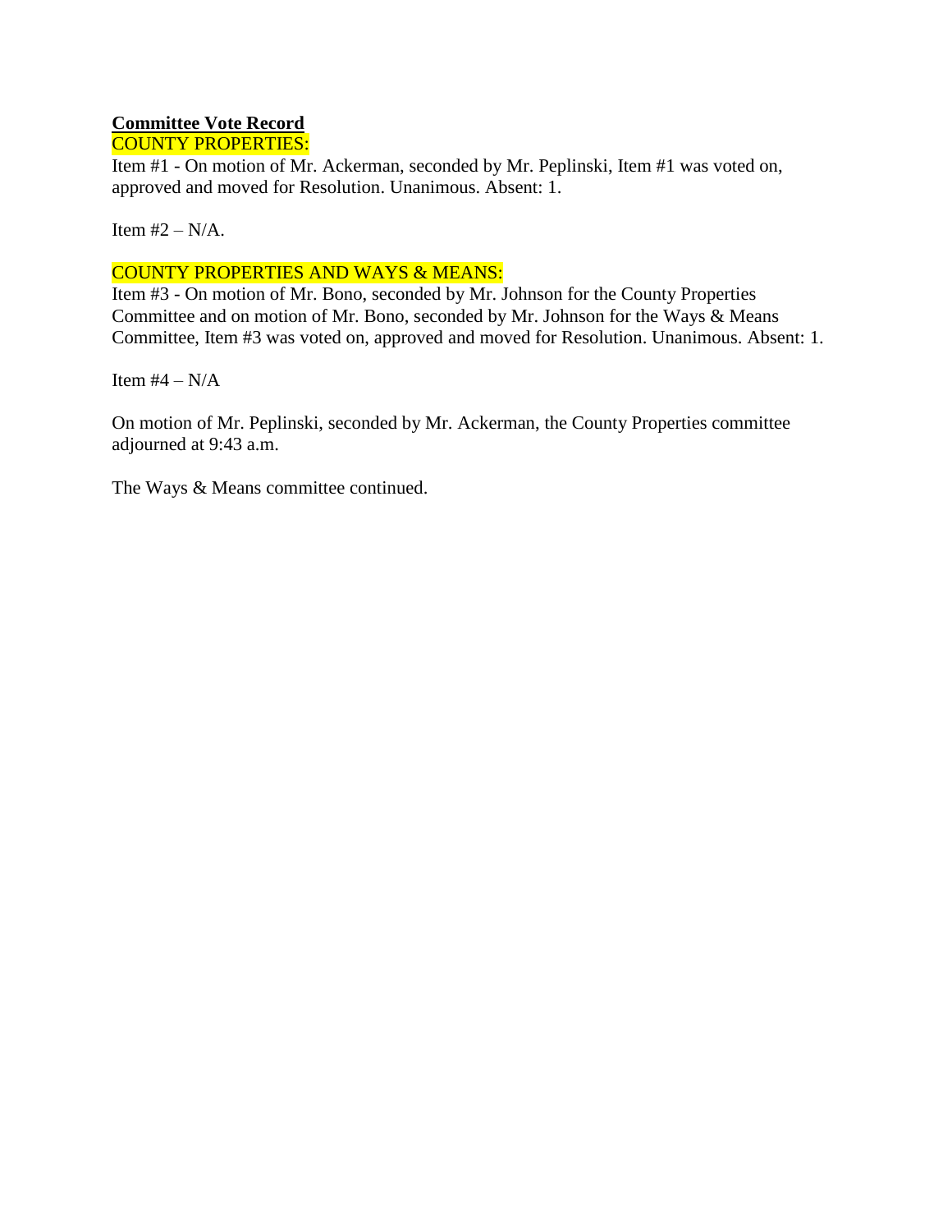**Committee Vote Record**

COUNTY PROPERTIES:

Item #1 - On motion of Mr. Ackerman, seconded by Mr. Peplinski, Item #1 was voted on, approved and moved for Resolution. Unanimous. Absent: 1.

Item #2 – N/A.

COUNTY PROPERTIES AND WAYS & MEANS:

Item #3 - On motion of Mr. Bono, seconded by Mr. Johnson for the County Properties Committee and on motion of Mr. Bono, seconded by Mr. Johnson for the Ways & Means Committee, Item #3 was voted on, approved and moved for Resolution. Unanimous. Absent: 1.

Item #4 – N/A

On motion of Mr. Peplinski, seconded by Mr. Ackerman, the County Properties committee adjourned at 9:43 a.m.

The Ways & Means committee continued.